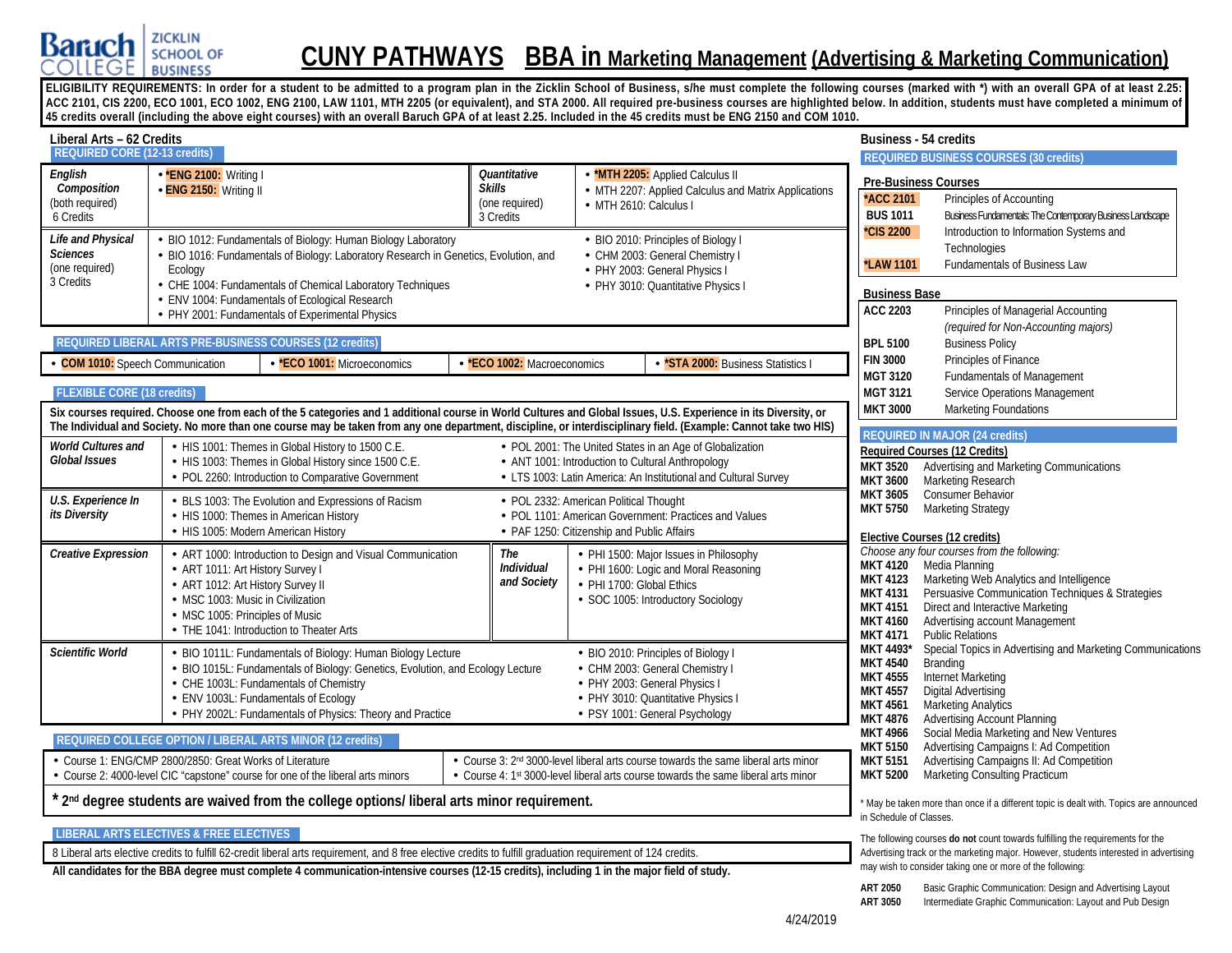# CUNY PATHWAYS BBA in Marketing Management (Advertising & Marketing Communication)

Baruch College — Zicklin School of Business

**ELIGIBILITY REQUIREMENTS: In order for a student to be admitted to a program plan in the Zicklin School of Business, s/he must complete the following courses (marked with *) with an overall GPA of at least 2.25: ACC 2101, CIS 2200, ECO 1001, ECO 1002, ENG 2100, LAW 1101, MTH 2205 (or equivalent), and STA 2000. All required pre-business courses are highlighted below. In addition, students must have completed a minimum of 45 credits overall (including the above eight courses) with an overall Baruch GPA of at least 2.25. Included in the 45 credits must be ENG 2150 and COM 1010.**

## Liberal Arts – 62 Credits

### REQUIRED CORE (12-13 credits)

| | | | |
|---|---|---|---|
| ***English Composition*** (both required) 6 Credits | • ***ENG 2100:** Writing I<br>• **ENG 2150:** Writing II | ***Quantitative Skills*** (one required) 3 Credits | • ***MTH 2205:** Applied Calculus II<br>• MTH 2207: Applied Calculus and Matrix Applications<br>• MTH 2610: Calculus I |
| ***Life and Physical Sciences*** (one required) 3 Credits | • BIO 1012: Fundamentals of Biology: Human Biology Laboratory<br>• BIO 1016: Fundamentals of Biology: Laboratory Research in Genetics, Evolution, and Ecology<br>• CHE 1004: Fundamentals of Chemical Laboratory Techniques<br>• ENV 1004: Fundamentals of Ecological Research<br>• PHY 2001: Fundamentals of Experimental Physics | | • BIO 2010: Principles of Biology I<br>• CHM 2003: General Chemistry I<br>• PHY 2003: General Physics I<br>• PHY 3010: Quantitative Physics I |

### REQUIRED LIBERAL ARTS PRE-BUSINESS COURSES (12 credits)

| | | | |
|---|---|---|---|
| • **COM 1010:** Speech Communication | • ***ECO 1001:** Microeconomics | • ***ECO 1002:** Macroeconomics | • ***STA 2000:** Business Statistics I |

### FLEXIBLE CORE (18 credits)

**Six courses required. Choose one from each of the 5 categories and 1 additional course in World Cultures and Global Issues, U.S. Experience in its Diversity, or The Individual and Society. No more than one course may be taken from any one department, discipline, or interdisciplinary field. (Example: Cannot take two HIS)**

| | | | |
|---|---|---|---|
| ***World Cultures and Global Issues*** | • HIS 1001: Themes in Global History to 1500 C.E.<br>• HIS 1003: Themes in Global History since 1500 C.E.<br>• POL 2260: Introduction to Comparative Government | | • POL 2001: The United States in an Age of Globalization<br>• ANT 1001: Introduction to Cultural Anthropology<br>• LTS 1003: Latin America: An Institutional and Cultural Survey |
| ***U.S. Experience In its Diversity*** | • BLS 1003: The Evolution and Expressions of Racism<br>• HIS 1000: Themes in American History<br>• HIS 1005: Modern American History | | • POL 2332: American Political Thought<br>• POL 1101: American Government: Practices and Values<br>• PAF 1250: Citizenship and Public Affairs |
| ***Creative Expression*** | • ART 1000: Introduction to Design and Visual Communication<br>• ART 1011: Art History Survey I<br>• ART 1012: Art History Survey II<br>• MSC 1003: Music in Civilization<br>• MSC 1005: Principles of Music<br>• THE 1041: Introduction to Theater Arts | ***The Individual and Society*** | • PHI 1500: Major Issues in Philosophy<br>• PHI 1600: Logic and Moral Reasoning<br>• PHI 1700: Global Ethics<br>• SOC 1005: Introductory Sociology |
| ***Scientific World*** | • BIO 1011L: Fundamentals of Biology: Human Biology Lecture<br>• BIO 1015L: Fundamentals of Biology: Genetics, Evolution, and Ecology Lecture<br>• CHE 1003L: Fundamentals of Chemistry<br>• ENV 1003L: Fundamentals of Ecology<br>• PHY 2002L: Fundamentals of Physics: Theory and Practice | | • BIO 2010: Principles of Biology I<br>• CHM 2003: General Chemistry I<br>• PHY 2003: General Physics I<br>• PHY 3010: Quantitative Physics I<br>• PSY 1001: General Psychology |

### REQUIRED COLLEGE OPTION / LIBERAL ARTS MINOR (12 credits)

| | |
|---|---|
| • Course 1: ENG/CMP 2800/2850: Great Works of Literature<br>• Course 2: 4000-level CIC "capstone" course for one of the liberal arts minors | • Course 3: 2nd 3000-level liberal arts course towards the same liberal arts minor<br>• Course 4: 1st 3000-level liberal arts course towards the same liberal arts minor |

**\* 2nd degree students are waived from the college options/ liberal arts minor requirement.**

### LIBERAL ARTS ELECTIVES & FREE ELECTIVES

8 Liberal arts elective credits to fulfill 62-credit liberal arts requirement, and 8 free elective credits to fulfill graduation requirement of 124 credits.

**All candidates for the BBA degree must complete 4 communication-intensive courses (12-15 credits), including 1 in the major field of study.**

## Business - 54 credits

### REQUIRED BUSINESS COURSES (30 credits)

**Pre-Business Courses**

| | |
|---|---|
| ***ACC 2101** | Principles of Accounting |
| **BUS 1011** | Business Fundamentals: The Contemporary Business Landscape |
| ***CIS 2200** | Introduction to Information Systems and Technologies |
| ***LAW 1101** | Fundamentals of Business Law |

**Business Base**

| | |
|---|---|
| **ACC 2203** | Principles of Managerial Accounting *(required for Non-Accounting majors)* |
| **BPL 5100** | Business Policy |
| **FIN 3000** | Principles of Finance |
| **MGT 3120** | Fundamentals of Management |
| **MGT 3121** | Service Operations Management |
| **MKT 3000** | Marketing Foundations |

### REQUIRED IN MAJOR (24 credits)

**Required Courses (12 Credits)**

| | |
|---|---|
| **MKT 3520** | Advertising and Marketing Communications |
| **MKT 3600** | Marketing Research |
| **MKT 3605** | Consumer Behavior |
| **MKT 5750** | Marketing Strategy |

**Elective Courses (12 credits)**

*Choose any four courses from the following:*

| | |
|---|---|
| **MKT 4120** | Media Planning |
| **MKT 4123** | Marketing Web Analytics and Intelligence |
| **MKT 4131** | Persuasive Communication Techniques & Strategies |
| **MKT 4151** | Direct and Interactive Marketing |
| **MKT 4160** | Advertising account Management |
| **MKT 4171** | Public Relations |
| **MKT 4493*** | Special Topics in Advertising and Marketing Communications |
| **MKT 4540** | Branding |
| **MKT 4555** | Internet Marketing |
| **MKT 4557** | Digital Advertising |
| **MKT 4561** | Marketing Analytics |
| **MKT 4876** | Advertising Account Planning |
| **MKT 4966** | Social Media Marketing and New Ventures |
| **MKT 5150** | Advertising Campaigns I: Ad Competition |
| **MKT 5151** | Advertising Campaigns II: Ad Competition |
| **MKT 5200** | Marketing Consulting Practicum |

\* May be taken more than once if a different topic is dealt with. Topics are announced in Schedule of Classes.

The following courses **do not** count towards fulfilling the requirements for the Advertising track or the marketing major. However, students interested in advertising may wish to consider taking one or more of the following:

| | |
|---|---|
| **ART 2050** | Basic Graphic Communication: Design and Advertising Layout |
| **ART 3050** | Intermediate Graphic Communication: Layout and Pub Design |

4/24/2019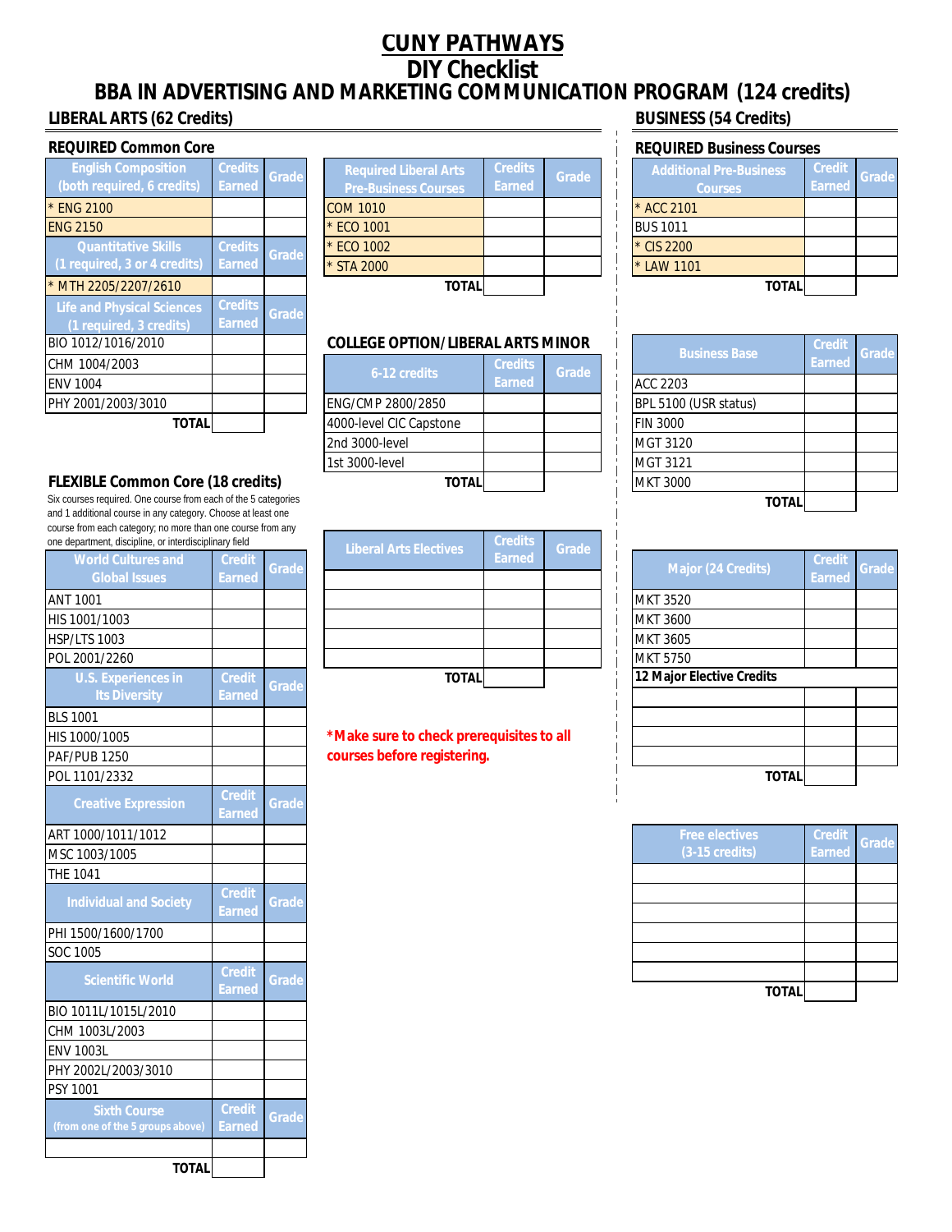# CUNY PATHWAYS
# DIY Checklist
# BBA IN ADVERTISING AND MARKETING COMMUNICATION PROGRAM (124 credits)

## LIBERAL ARTS (62 Credits)

### REQUIRED Common Core

| English Composition (both required, 6 credits) | Credits Earned | Grade |
|---|---|---|
| * ENG 2100 | | |
| ENG 2150 | | |

| Quantitative Skills (1 required, 3 or 4 credits) | Credits Earned | Grade |
|---|---|---|
| * MTH 2205/2207/2610 | | |

| Life and Physical Sciences (1 required, 3 credits) | Credits Earned | Grade |
|---|---|---|
| BIO 1012/1016/2010 | | |
| CHM 1004/2003 | | |
| ENV 1004 | | |
| PHY 2001/2003/3010 | | |
| TOTAL | | |

### FLEXIBLE Common Core (18 credits)

Six courses required. One course from each of the 5 categories and 1 additional course in any category. Choose at least one course from each category; no more than one course from any one department, discipline, or interdisciplinary field

| World Cultures and Global Issues | Credit Earned | Grade |
|---|---|---|
| ANT 1001 | | |
| HIS 1001/1003 | | |
| HSP/LTS 1003 | | |
| POL 2001/2260 | | |

| U.S. Experiences in Its Diversity | Credit Earned | Grade |
|---|---|---|
| BLS 1001 | | |
| HIS 1000/1005 | | |
| PAF/PUB 1250 | | |
| POL 1101/2332 | | |

| Creative Expression | Credit Earned | Grade |
|---|---|---|
| ART 1000/1011/1012 | | |
| MSC 1003/1005 | | |
| THE 1041 | | |

| Individual and Society | Credit Earned | Grade |
|---|---|---|
| PHI 1500/1600/1700 | | |
| SOC 1005 | | |

| Scientific World | Credit Earned | Grade |
|---|---|---|
| BIO 1011L/1015L/2010 | | |
| CHM 1003L/2003 | | |
| ENV 1003L | | |
| PHY 2002L/2003/3010 | | |
| PSY 1001 | | |

| Sixth Course (from one of the 5 groups above) | Credit Earned | Grade |
|---|---|---|
| | | |
| TOTAL | | |

| Required Liberal Arts Pre-Business Courses | Credits Earned | Grade |
|---|---|---|
| COM 1010 | | |
| * ECO 1001 | | |
| * ECO 1002 | | |
| * STA 2000 | | |
| TOTAL | | |

### COLLEGE OPTION/LIBERAL ARTS MINOR

| 6-12 credits | Credits Earned | Grade |
|---|---|---|
| ENG/CMP 2800/2850 | | |
| 4000-level CIC Capstone | | |
| 2nd 3000-level | | |
| 1st 3000-level | | |
| TOTAL | | |

| Liberal Arts Electives | Credits Earned | Grade |
|---|---|---|
| | | |
| | | |
| | | |
| | | |
| TOTAL | | |

***Make sure to check prerequisites to all courses before registering.**

## BUSINESS (54 Credits)

### REQUIRED Business Courses

| Additional Pre-Business Courses | Credit Earned | Grade |
|---|---|---|
| * ACC 2101 | | |
| BUS 1011 | | |
| * CIS 2200 | | |
| * LAW 1101 | | |
| TOTAL | | |

| Business Base | Credit Earned | Grade |
|---|---|---|
| ACC 2203 | | |
| BPL 5100 (USR status) | | |
| FIN 3000 | | |
| MGT 3120 | | |
| MGT 3121 | | |
| MKT 3000 | | |
| TOTAL | | |

| Major (24 Credits) | Credit Earned | Grade |
|---|---|---|
| MKT 3520 | | |
| MKT 3600 | | |
| MKT 3605 | | |
| MKT 5750 | | |
| **12 Major Elective Credits** | | |
| | | |
| | | |
| | | |
| | | |
| TOTAL | | |

| Free electives (3-15 credits) | Credit Earned | Grade |
|---|---|---|
| | | |
| | | |
| | | |
| | | |
| | | |
| | | |
| TOTAL | | |